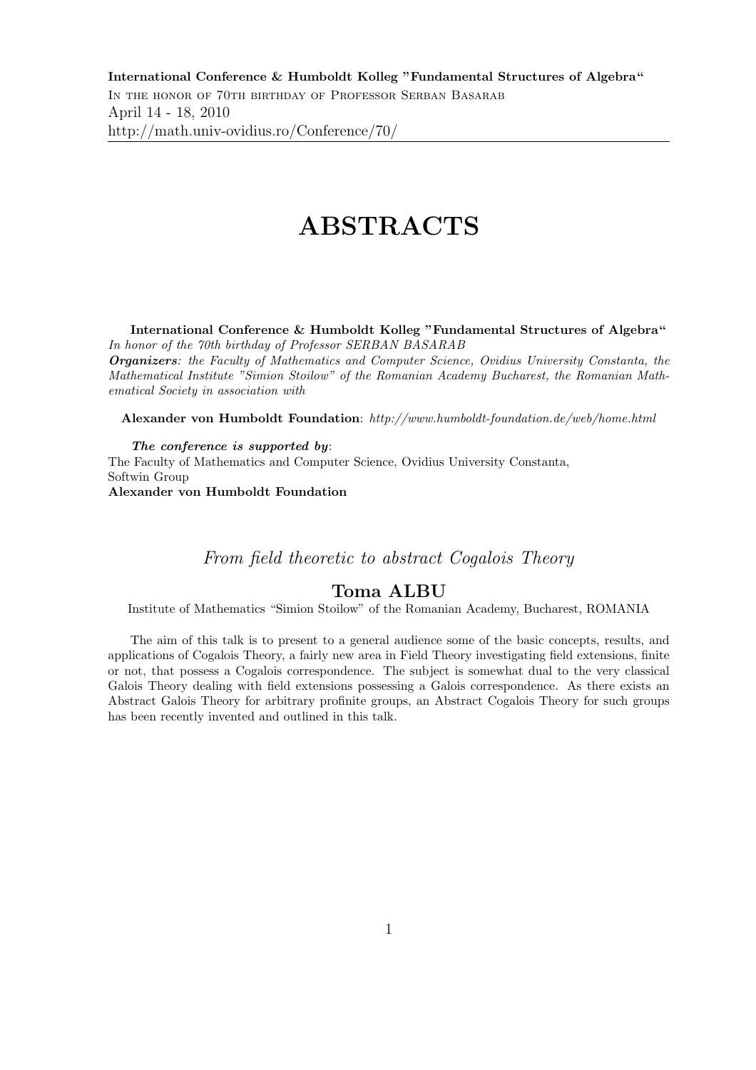**International Conference & Humboldt Kolleg "Fundamental Structures of Algebra"**
In the honor of 70th birthday of Professor Serban Basarab
April 14 - 18, 2010
http://math.univ-ovidius.ro/Conference/70/

# ABSTRACTS

**International Conference & Humboldt Kolleg "Fundamental Structures of Algebra"**
*In honor of the 70th birthday of Professor SERBAN BASARAB*
***Organizers****: the Faculty of Mathematics and Computer Science, Ovidius University Constanta, the Mathematical Institute "Simion Stoilow" of the Romanian Academy Bucharest, the Romanian Mathematical Society in association with*

**Alexander von Humboldt Foundation**: *http://www.humboldt-foundation.de/web/home.html*

***The conference is supported by***:
The Faculty of Mathematics and Computer Science, Ovidius University Constanta,
Softwin Group
**Alexander von Humboldt Foundation**

## *From field theoretic to abstract Cogalois Theory*

### Toma ALBU

Institute of Mathematics "Simion Stoilow" of the Romanian Academy, Bucharest, ROMANIA

The aim of this talk is to present to a general audience some of the basic concepts, results, and applications of Cogalois Theory, a fairly new area in Field Theory investigating field extensions, finite or not, that possess a Cogalois correspondence. The subject is somewhat dual to the very classical Galois Theory dealing with field extensions possessing a Galois correspondence. As there exists an Abstract Galois Theory for arbitrary profinite groups, an Abstract Cogalois Theory for such groups has been recently invented and outlined in this talk.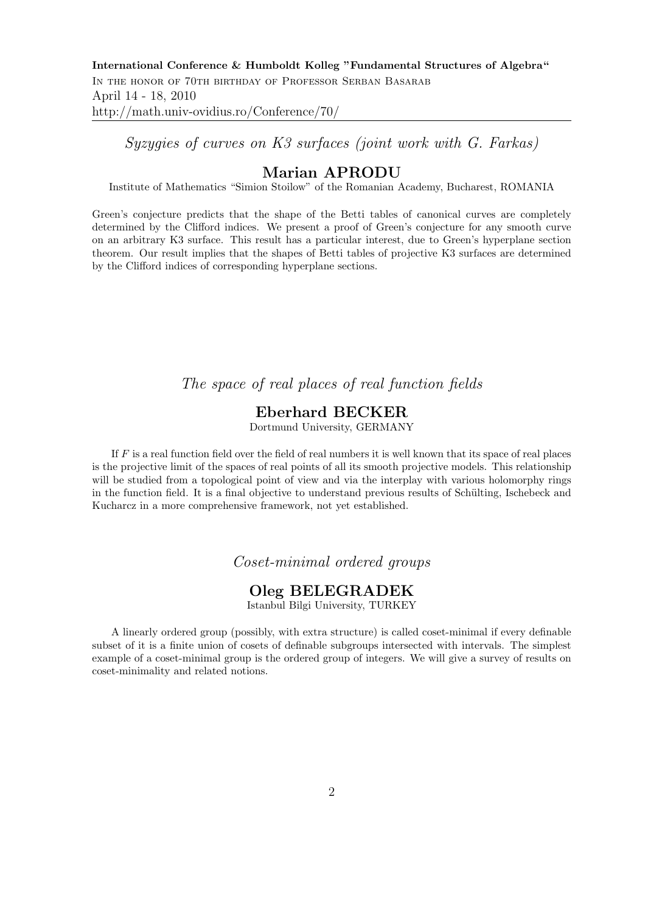*Syzygies of curves on K3 surfaces (joint work with G. Farkas)*

## Marian APRODU

Institute of Mathematics "Simion Stoilow" of the Romanian Academy, Bucharest, ROMANIA

Green's conjecture predicts that the shape of the Betti tables of canonical curves are completely determined by the Clifford indices. We present a proof of Green's conjecture for any smooth curve on an arbitrary K3 surface. This result has a particular interest, due to Green's hyperplane section theorem. Our result implies that the shapes of Betti tables of projective K3 surfaces are determined by the Clifford indices of corresponding hyperplane sections.

*The space of real places of real function fields*

## Eberhard BECKER

Dortmund University, GERMANY

If $F$ is a real function field over the field of real numbers it is well known that its space of real places is the projective limit of the spaces of real points of all its smooth projective models. This relationship will be studied from a topological point of view and via the interplay with various holomorphy rings in the function field. It is a final objective to understand previous results of Schülting, Ischebeck and Kucharcz in a more comprehensive framework, not yet established.

*Coset-minimal ordered groups*

## Oleg BELEGRADEK

Istanbul Bilgi University, TURKEY

A linearly ordered group (possibly, with extra structure) is called coset-minimal if every definable subset of it is a finite union of cosets of definable subgroups intersected with intervals. The simplest example of a coset-minimal group is the ordered group of integers. We will give a survey of results on coset-minimality and related notions.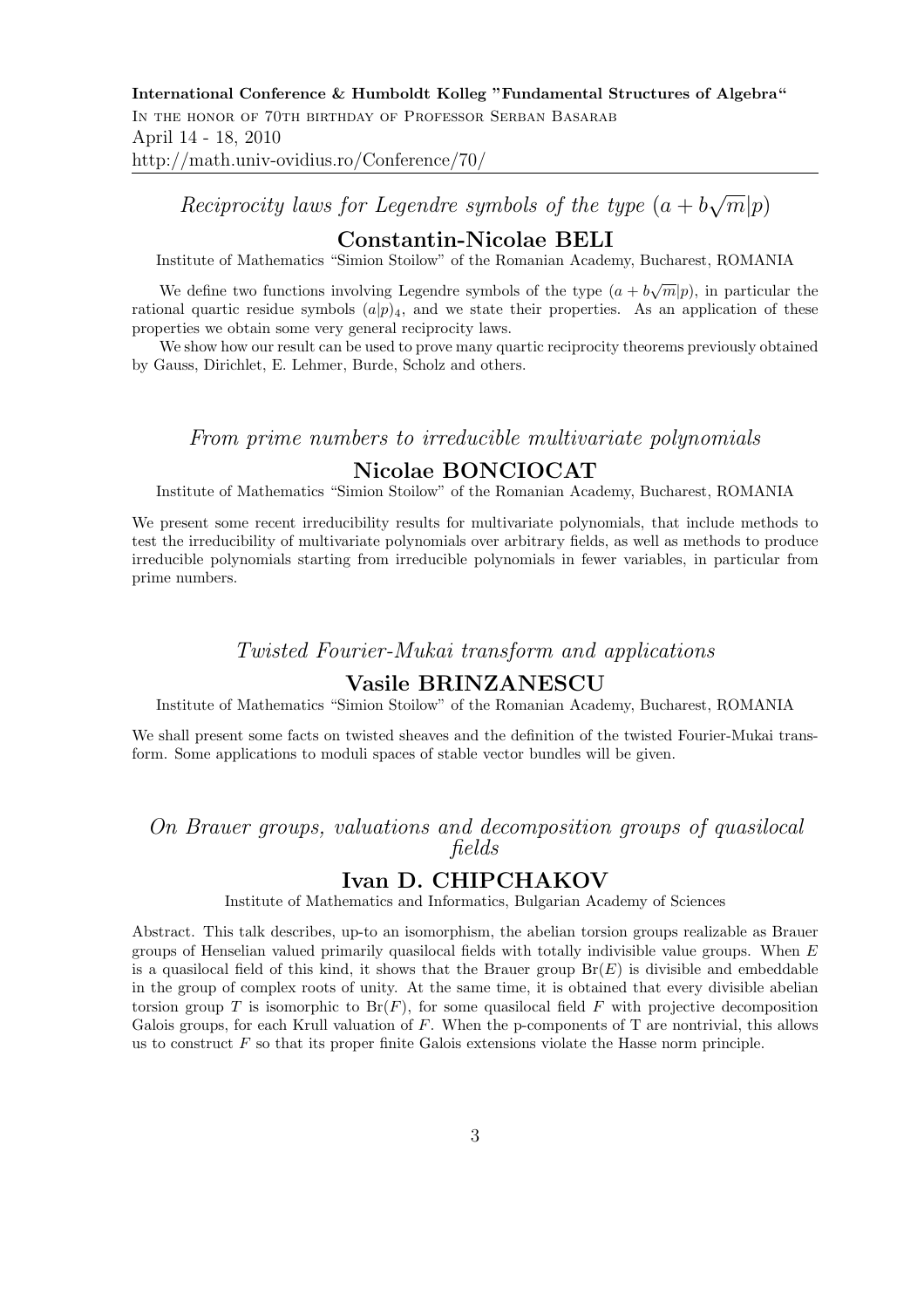### *Reciprocity laws for Legendre symbols of the type $(a + b\sqrt{m}|p)$*

## Constantin-Nicolae BELI

Institute of Mathematics "Simion Stoilow" of the Romanian Academy, Bucharest, ROMANIA

We define two functions involving Legendre symbols of the type $(a + b\sqrt{m}|p)$, in particular the rational quartic residue symbols $(a|p)_4$, and we state their properties. As an application of these properties we obtain some very general reciprocity laws.

We show how our result can be used to prove many quartic reciprocity theorems previously obtained by Gauss, Dirichlet, E. Lehmer, Burde, Scholz and others.

### *From prime numbers to irreducible multivariate polynomials*

## Nicolae BONCIOCAT

Institute of Mathematics "Simion Stoilow" of the Romanian Academy, Bucharest, ROMANIA

We present some recent irreducibility results for multivariate polynomials, that include methods to test the irreducibility of multivariate polynomials over arbitrary fields, as well as methods to produce irreducible polynomials starting from irreducible polynomials in fewer variables, in particular from prime numbers.

### *Twisted Fourier-Mukai transform and applications*

## Vasile BRINZANESCU

Institute of Mathematics "Simion Stoilow" of the Romanian Academy, Bucharest, ROMANIA

We shall present some facts on twisted sheaves and the definition of the twisted Fourier-Mukai transform. Some applications to moduli spaces of stable vector bundles will be given.

### *On Brauer groups, valuations and decomposition groups of quasilocal fields*

## Ivan D. CHIPCHAKOV

Institute of Mathematics and Informatics, Bulgarian Academy of Sciences

Abstract. This talk describes, up-to an isomorphism, the abelian torsion groups realizable as Brauer groups of Henselian valued primarily quasilocal fields with totally indivisible value groups. When $E$ is a quasilocal field of this kind, it shows that the Brauer group $\mathrm{Br}(E)$ is divisible and embeddable in the group of complex roots of unity. At the same time, it is obtained that every divisible abelian torsion group $T$ is isomorphic to $\mathrm{Br}(F)$, for some quasilocal field $F$ with projective decomposition Galois groups, for each Krull valuation of $F$. When the p-components of T are nontrivial, this allows us to construct $F$ so that its proper finite Galois extensions violate the Hasse norm principle.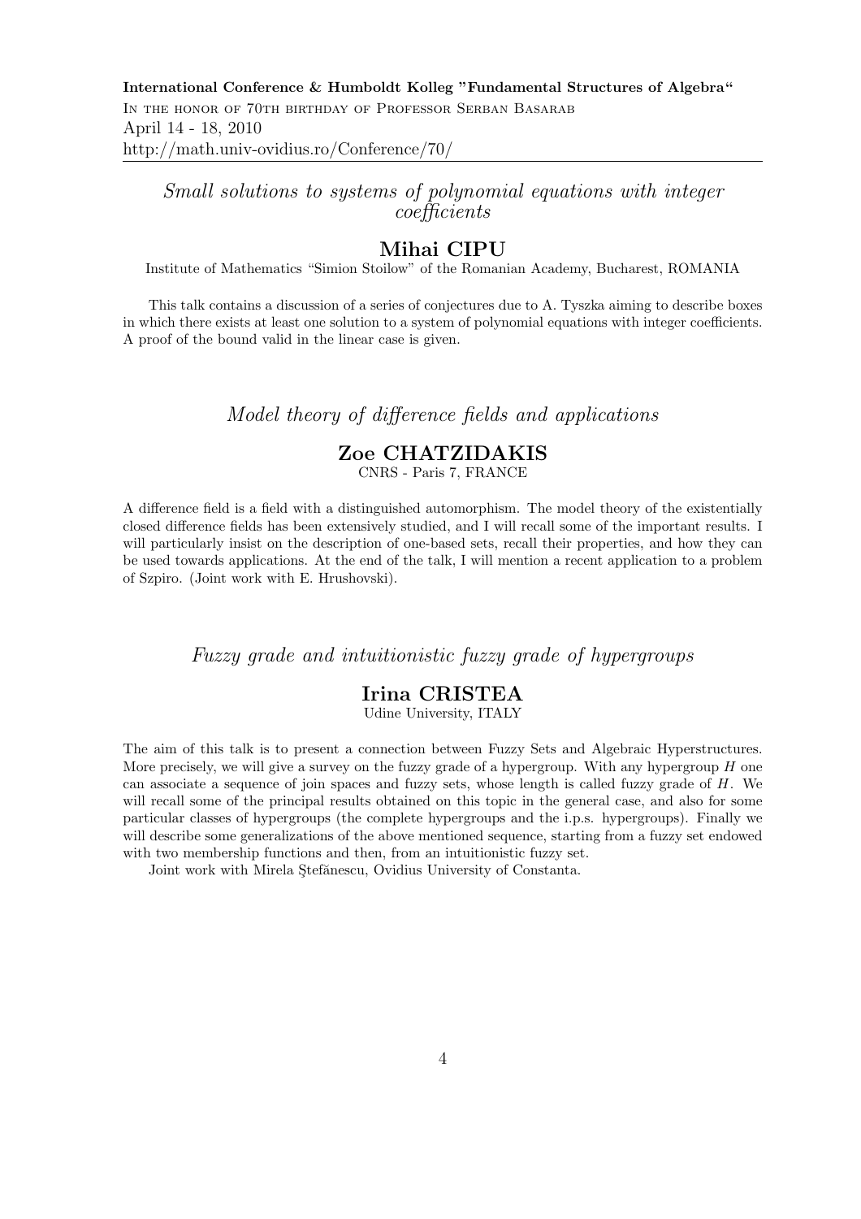## *Small solutions to systems of polynomial equations with integer coefficients*

### Mihai CIPU

Institute of Mathematics "Simion Stoilow" of the Romanian Academy, Bucharest, ROMANIA

This talk contains a discussion of a series of conjectures due to A. Tyszka aiming to describe boxes in which there exists at least one solution to a system of polynomial equations with integer coefficients. A proof of the bound valid in the linear case is given.

## *Model theory of difference fields and applications*

### Zoe CHATZIDAKIS

CNRS - Paris 7, FRANCE

A difference field is a field with a distinguished automorphism. The model theory of the existentially closed difference fields has been extensively studied, and I will recall some of the important results. I will particularly insist on the description of one-based sets, recall their properties, and how they can be used towards applications. At the end of the talk, I will mention a recent application to a problem of Szpiro. (Joint work with E. Hrushovski).

## *Fuzzy grade and intuitionistic fuzzy grade of hypergroups*

### Irina CRISTEA

Udine University, ITALY

The aim of this talk is to present a connection between Fuzzy Sets and Algebraic Hyperstructures. More precisely, we will give a survey on the fuzzy grade of a hypergroup. With any hypergroup $H$ one can associate a sequence of join spaces and fuzzy sets, whose length is called fuzzy grade of $H$. We will recall some of the principal results obtained on this topic in the general case, and also for some particular classes of hypergroups (the complete hypergroups and the i.p.s. hypergroups). Finally we will describe some generalizations of the above mentioned sequence, starting from a fuzzy set endowed with two membership functions and then, from an intuitionistic fuzzy set.

Joint work with Mirela Ştefănescu, Ovidius University of Constanta.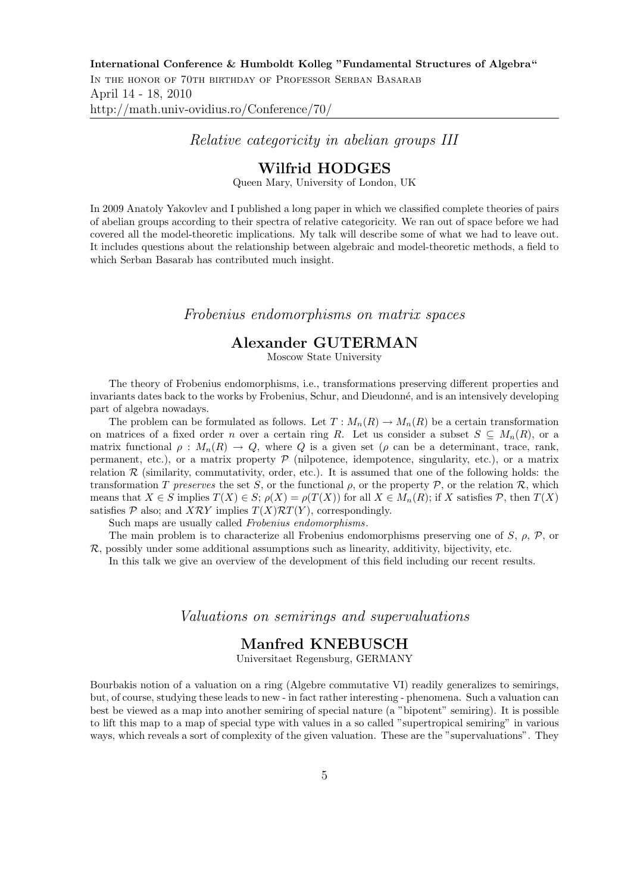## *Relative categoricity in abelian groups III*

### Wilfrid HODGES

Queen Mary, University of London, UK

In 2009 Anatoly Yakovlev and I published a long paper in which we classified complete theories of pairs of abelian groups according to their spectra of relative categoricity. We ran out of space before we had covered all the model-theoretic implications. My talk will describe some of what we had to leave out. It includes questions about the relationship between algebraic and model-theoretic methods, a field to which Serban Basarab has contributed much insight.

## *Frobenius endomorphisms on matrix spaces*

### Alexander GUTERMAN

Moscow State University

The theory of Frobenius endomorphisms, i.e., transformations preserving different properties and invariants dates back to the works by Frobenius, Schur, and Dieudonné, and is an intensively developing part of algebra nowadays.

The problem can be formulated as follows. Let $T : M_n(R) \to M_n(R)$ be a certain transformation on matrices of a fixed order $n$ over a certain ring $R$. Let us consider a subset $S \subseteq M_n(R)$, or a matrix functional $\rho : M_n(R) \to Q$, where $Q$ is a given set ($\rho$ can be a determinant, trace, rank, permanent, etc.), or a matrix property $\mathcal{P}$ (nilpotence, idempotence, singularity, etc.), or a matrix relation $\mathcal{R}$ (similarity, commutativity, order, etc.). It is assumed that one of the following holds: the transformation $T$ *preserves* the set $S$, or the functional $\rho$, or the property $\mathcal{P}$, or the relation $\mathcal{R}$, which means that $X \in S$ implies $T(X) \in S$; $\rho(X) = \rho(T(X))$ for all $X \in M_n(R)$; if $X$ satisfies $\mathcal{P}$, then $T(X)$ satisfies $\mathcal{P}$ also; and $X\mathcal{R}Y$ implies $T(X)\mathcal{R}T(Y)$, correspondingly.

Such maps are usually called *Frobenius endomorphisms*.

The main problem is to characterize all Frobenius endomorphisms preserving one of $S$, $\rho$, $\mathcal{P}$, or $\mathcal{R}$, possibly under some additional assumptions such as linearity, additivity, bijectivity, etc.

In this talk we give an overview of the development of this field including our recent results.

## *Valuations on semirings and supervaluations*

### Manfred KNEBUSCH

Universitaet Regensburg, GERMANY

Bourbakis notion of a valuation on a ring (Algebre commutative VI) readily generalizes to semirings, but, of course, studying these leads to new - in fact rather interesting - phenomena. Such a valuation can best be viewed as a map into another semiring of special nature (a "bipotent" semiring). It is possible to lift this map to a map of special type with values in a so called "supertropical semiring" in various ways, which reveals a sort of complexity of the given valuation. These are the "supervaluations". They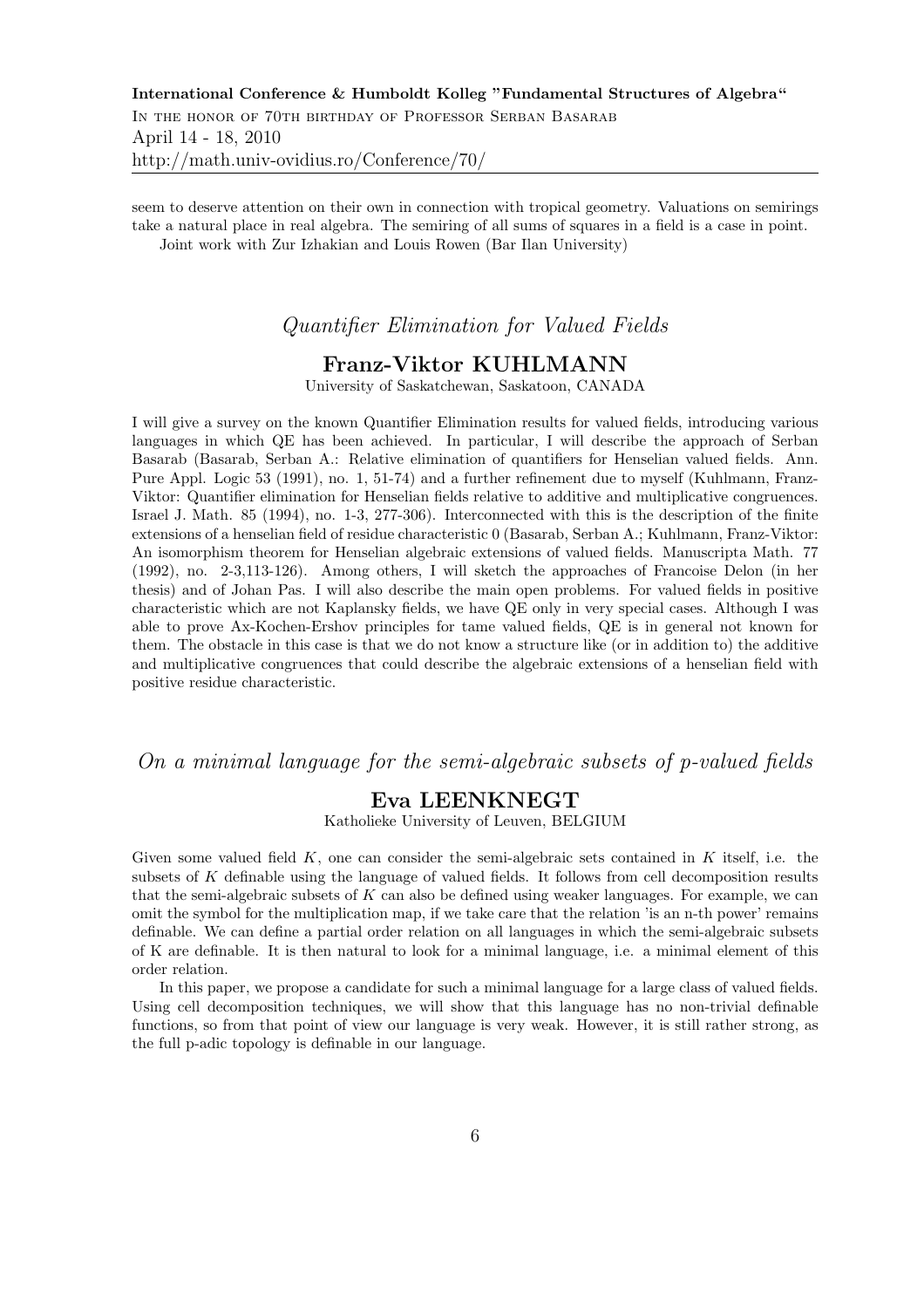seem to deserve attention on their own in connection with tropical geometry. Valuations on semirings take a natural place in real algebra. The semiring of all sums of squares in a field is a case in point.

Joint work with Zur Izhakian and Louis Rowen (Bar Ilan University)

## *Quantifier Elimination for Valued Fields*

### Franz-Viktor KUHLMANN

University of Saskatchewan, Saskatoon, CANADA

I will give a survey on the known Quantifier Elimination results for valued fields, introducing various languages in which QE has been achieved. In particular, I will describe the approach of Serban Basarab (Basarab, Serban A.: Relative elimination of quantifiers for Henselian valued fields. Ann. Pure Appl. Logic 53 (1991), no. 1, 51-74) and a further refinement due to myself (Kuhlmann, Franz-Viktor: Quantifier elimination for Henselian fields relative to additive and multiplicative congruences. Israel J. Math. 85 (1994), no. 1-3, 277-306). Interconnected with this is the description of the finite extensions of a henselian field of residue characteristic 0 (Basarab, Serban A.; Kuhlmann, Franz-Viktor: An isomorphism theorem for Henselian algebraic extensions of valued fields. Manuscripta Math. 77 (1992), no. 2-3,113-126). Among others, I will sketch the approaches of Francoise Delon (in her thesis) and of Johan Pas. I will also describe the main open problems. For valued fields in positive characteristic which are not Kaplansky fields, we have QE only in very special cases. Although I was able to prove Ax-Kochen-Ershov principles for tame valued fields, QE is in general not known for them. The obstacle in this case is that we do not know a structure like (or in addition to) the additive and multiplicative congruences that could describe the algebraic extensions of a henselian field with positive residue characteristic.

## *On a minimal language for the semi-algebraic subsets of p-valued fields*

### Eva LEENKNEGT

Katholieke University of Leuven, BELGIUM

Given some valued field $K$, one can consider the semi-algebraic sets contained in $K$ itself, i.e. the subsets of $K$ definable using the language of valued fields. It follows from cell decomposition results that the semi-algebraic subsets of $K$ can also be defined using weaker languages. For example, we can omit the symbol for the multiplication map, if we take care that the relation 'is an n-th power' remains definable. We can define a partial order relation on all languages in which the semi-algebraic subsets of K are definable. It is then natural to look for a minimal language, i.e. a minimal element of this order relation.

In this paper, we propose a candidate for such a minimal language for a large class of valued fields. Using cell decomposition techniques, we will show that this language has no non-trivial definable functions, so from that point of view our language is very weak. However, it is still rather strong, as the full p-adic topology is definable in our language.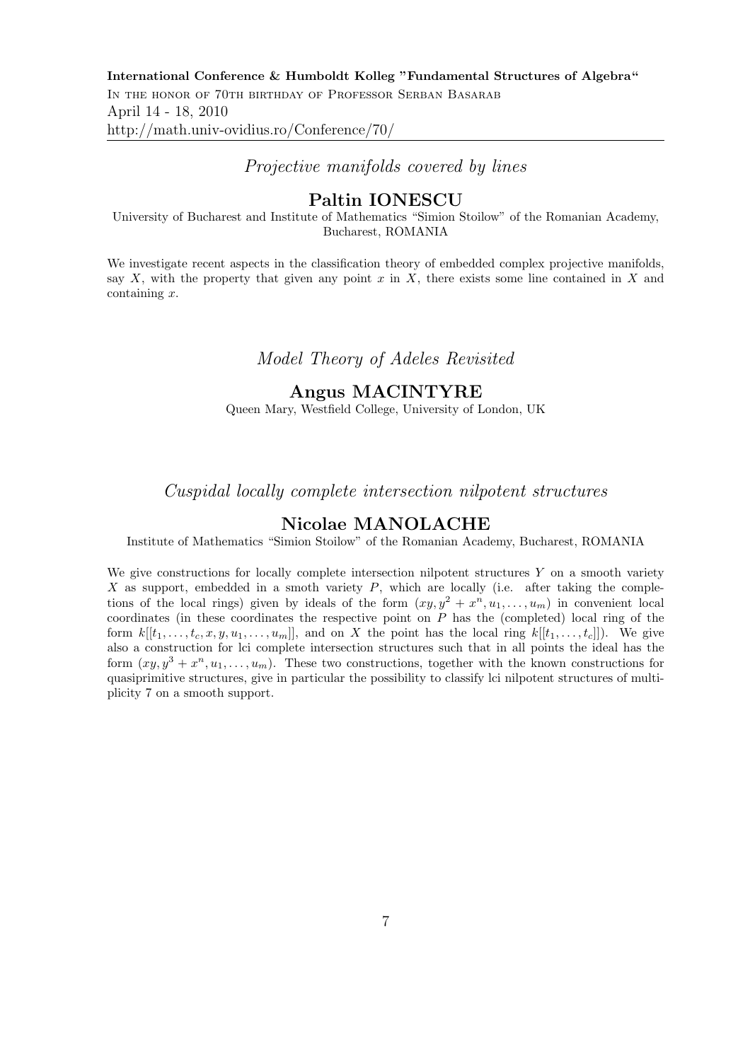*Projective manifolds covered by lines*

## Paltin IONESCU

University of Bucharest and Institute of Mathematics "Simion Stoilow" of the Romanian Academy, Bucharest, ROMANIA

We investigate recent aspects in the classification theory of embedded complex projective manifolds, say $X$, with the property that given any point $x$ in $X$, there exists some line contained in $X$ and containing $x$.

*Model Theory of Adeles Revisited*

## Angus MACINTYRE

Queen Mary, Westfield College, University of London, UK

*Cuspidal locally complete intersection nilpotent structures*

## Nicolae MANOLACHE

Institute of Mathematics "Simion Stoilow" of the Romanian Academy, Bucharest, ROMANIA

We give constructions for locally complete intersection nilpotent structures $Y$ on a smooth variety $X$ as support, embedded in a smoth variety $P$, which are locally (i.e. after taking the completions of the local rings) given by ideals of the form $(xy, y^2 + x^n, u_1, \ldots, u_m)$ in convenient local coordinates (in these coordinates the respective point on $P$ has the (completed) local ring of the form $k[[t_1, \ldots, t_c, x, y, u_1, \ldots, u_m]]$, and on $X$ the point has the local ring $k[[t_1, \ldots, t_c]]$). We give also a construction for lci complete intersection structures such that in all points the ideal has the form $(xy, y^3 + x^n, u_1, \ldots, u_m)$. These two constructions, together with the known constructions for quasiprimitive structures, give in particular the possibility to classify lci nilpotent structures of multiplicity 7 on a smooth support.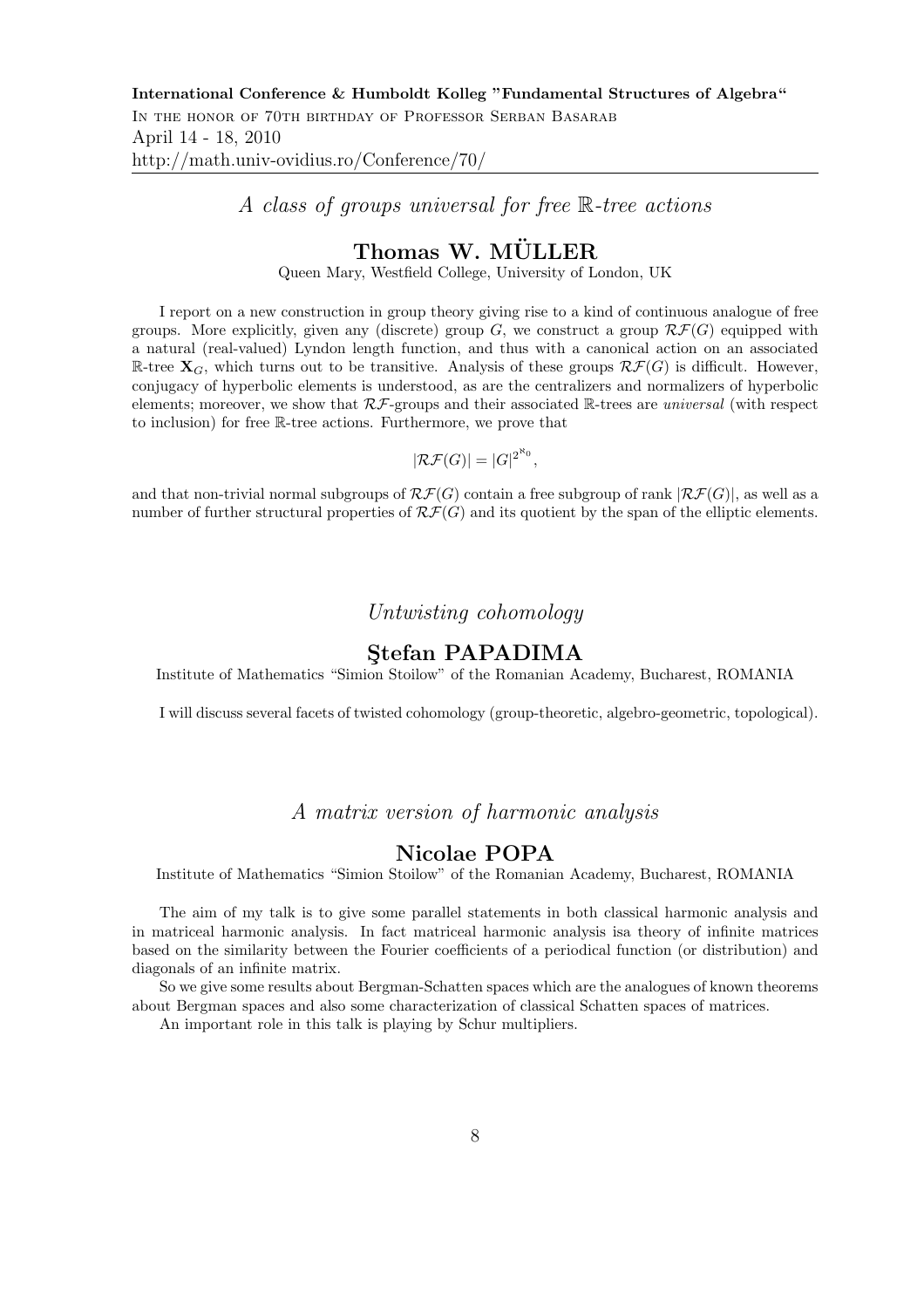*A class of groups universal for free $\mathbb{R}$-tree actions*

## Thomas W. MÜLLER

Queen Mary, Westfield College, University of London, UK

I report on a new construction in group theory giving rise to a kind of continuous analogue of free groups. More explicitly, given any (discrete) group $G$, we construct a group $\mathcal{RF}(G)$ equipped with a natural (real-valued) Lyndon length function, and thus with a canonical action on an associated $\mathbb{R}$-tree $\mathbf{X}_G$, which turns out to be transitive. Analysis of these groups $\mathcal{RF}(G)$ is difficult. However, conjugacy of hyperbolic elements is understood, as are the centralizers and normalizers of hyperbolic elements; moreover, we show that $\mathcal{RF}$-groups and their associated $\mathbb{R}$-trees are *universal* (with respect to inclusion) for free $\mathbb{R}$-tree actions. Furthermore, we prove that

$$|\mathcal{RF}(G)| = |G|^{2^{\aleph_0}},$$

and that non-trivial normal subgroups of $\mathcal{RF}(G)$ contain a free subgroup of rank $|\mathcal{RF}(G)|$, as well as a number of further structural properties of $\mathcal{RF}(G)$ and its quotient by the span of the elliptic elements.

*Untwisting cohomology*

## Ştefan PAPADIMA

Institute of Mathematics "Simion Stoilow" of the Romanian Academy, Bucharest, ROMANIA

I will discuss several facets of twisted cohomology (group-theoretic, algebro-geometric, topological).

*A matrix version of harmonic analysis*

## Nicolae POPA

Institute of Mathematics "Simion Stoilow" of the Romanian Academy, Bucharest, ROMANIA

The aim of my talk is to give some parallel statements in both classical harmonic analysis and in matriceal harmonic analysis. In fact matriceal harmonic analysis isa theory of infinite matrices based on the similarity between the Fourier coefficients of a periodical function (or distribution) and diagonals of an infinite matrix.

So we give some results about Bergman-Schatten spaces which are the analogues of known theorems about Bergman spaces and also some characterization of classical Schatten spaces of matrices.

An important role in this talk is playing by Schur multipliers.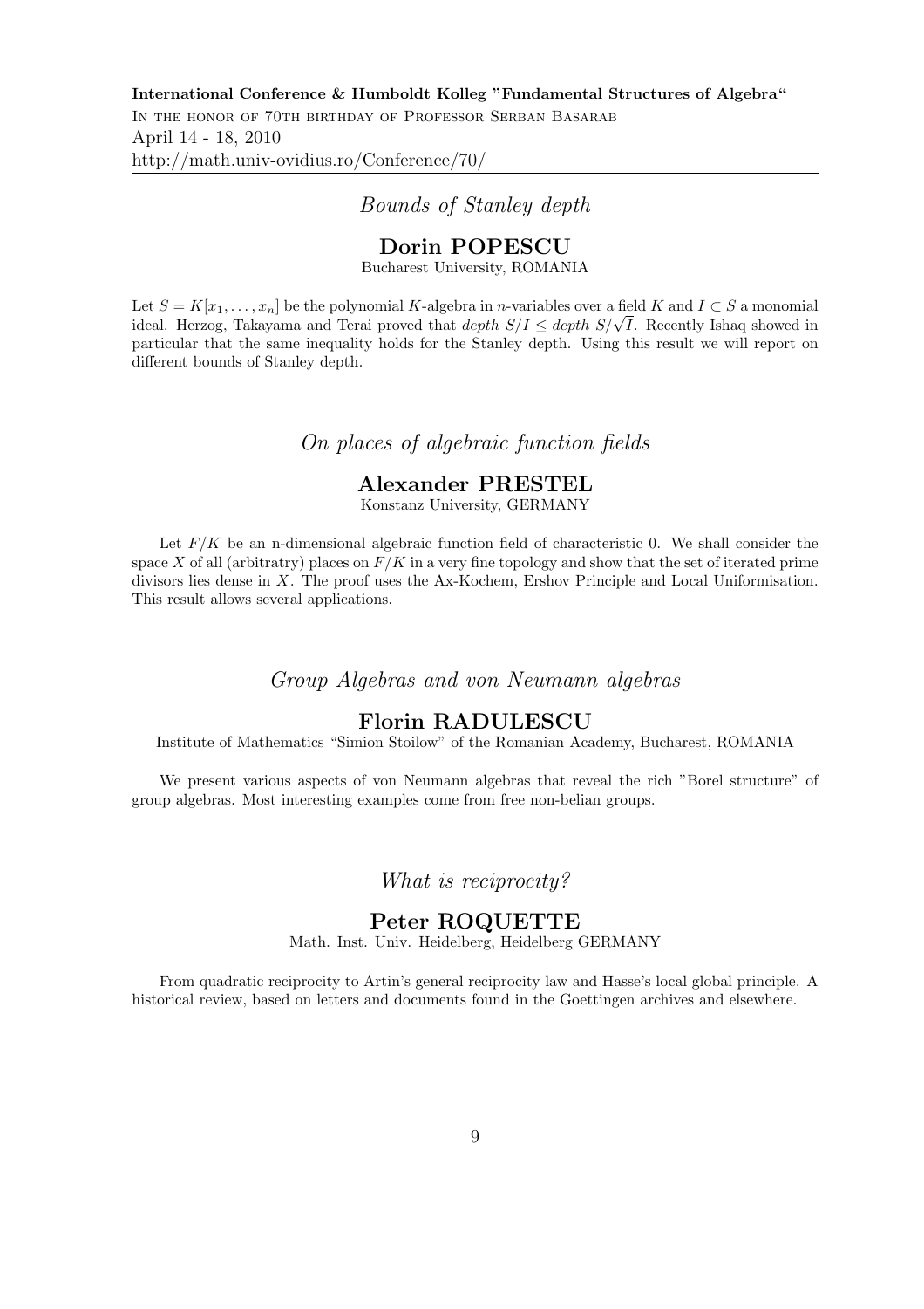*Bounds of Stanley depth*

## Dorin POPESCU

Bucharest University, ROMANIA

Let $S = K[x_1, \ldots, x_n]$ be the polynomial $K$-algebra in $n$-variables over a field $K$ and $I \subset S$ a monomial ideal. Herzog, Takayama and Terai proved that *depth* $S/I \leq$ *depth* $S/\sqrt{I}$. Recently Ishaq showed in particular that the same inequality holds for the Stanley depth. Using this result we will report on different bounds of Stanley depth.

*On places of algebraic function fields*

## Alexander PRESTEL

Konstanz University, GERMANY

Let $F/K$ be an n-dimensional algebraic function field of characteristic 0. We shall consider the space $X$ of all (arbitratry) places on $F/K$ in a very fine topology and show that the set of iterated prime divisors lies dense in $X$. The proof uses the Ax-Kochem, Ershov Principle and Local Uniformisation. This result allows several applications.

*Group Algebras and von Neumann algebras*

## Florin RADULESCU

Institute of Mathematics “Simion Stoilow” of the Romanian Academy, Bucharest, ROMANIA

We present various aspects of von Neumann algebras that reveal the rich "Borel structure" of group algebras. Most interesting examples come from free non-belian groups.

*What is reciprocity?*

## Peter ROQUETTE

Math. Inst. Univ. Heidelberg, Heidelberg GERMANY

From quadratic reciprocity to Artin's general reciprocity law and Hasse's local global principle. A historical review, based on letters and documents found in the Goettingen archives and elsewhere.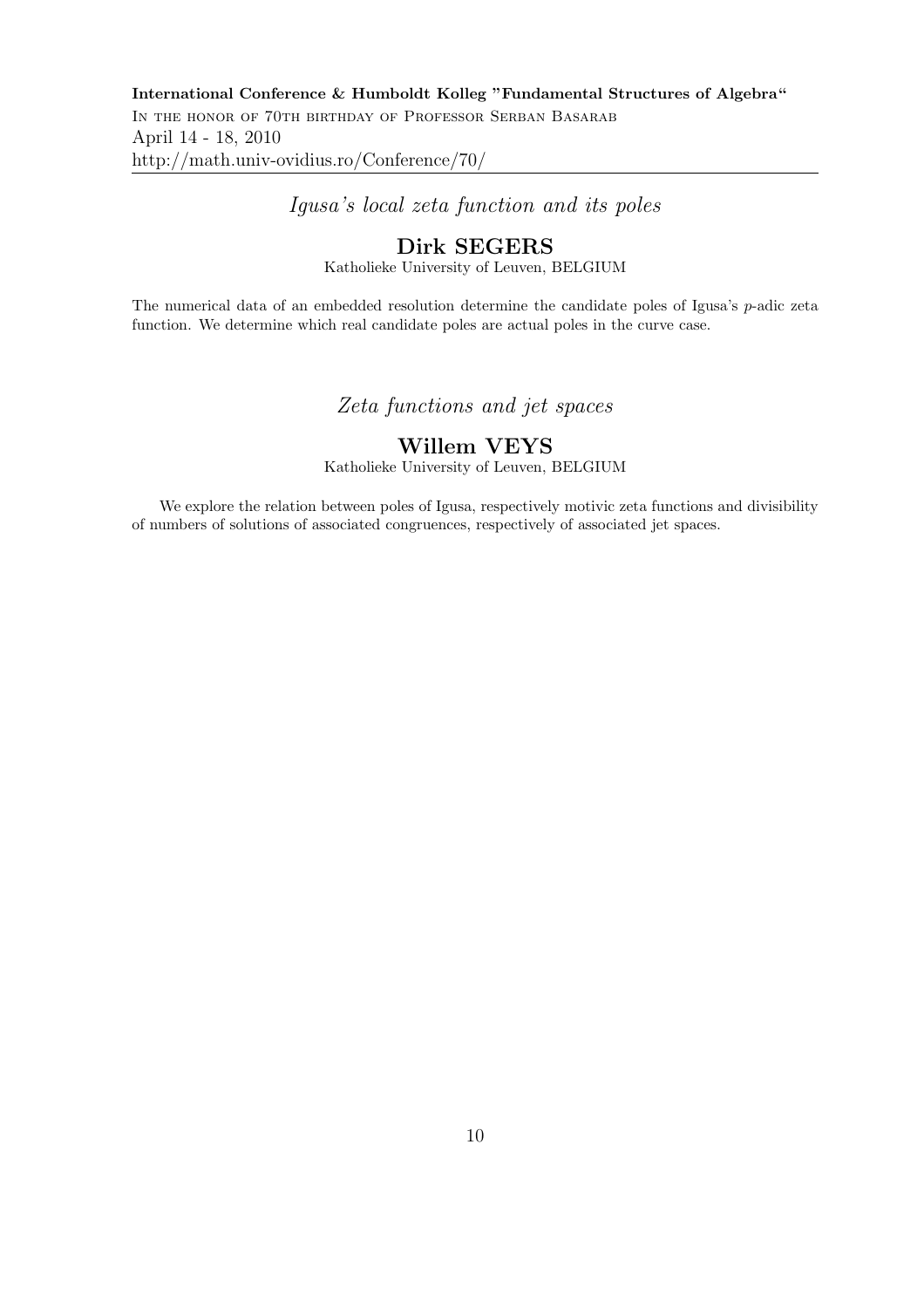## *Igusa's local zeta function and its poles*

### Dirk SEGERS

Katholieke University of Leuven, BELGIUM

The numerical data of an embedded resolution determine the candidate poles of Igusa's $p$-adic zeta function. We determine which real candidate poles are actual poles in the curve case.

## *Zeta functions and jet spaces*

### Willem VEYS

Katholieke University of Leuven, BELGIUM

We explore the relation between poles of Igusa, respectively motivic zeta functions and divisibility of numbers of solutions of associated congruences, respectively of associated jet spaces.